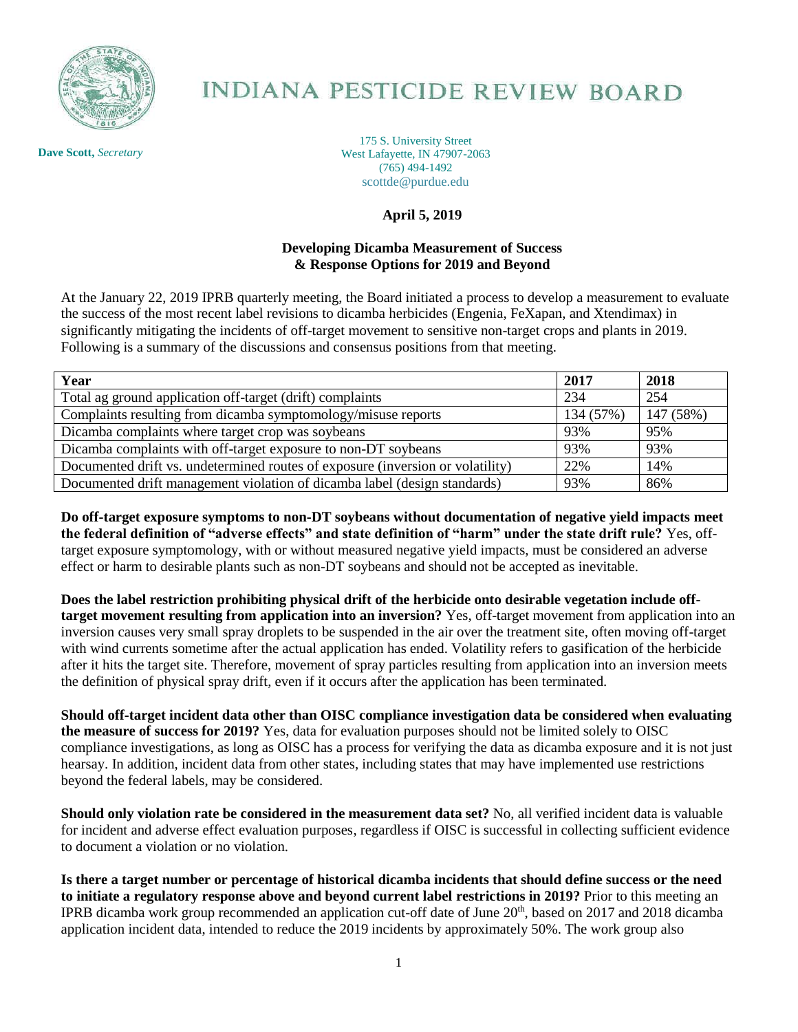# INDIANA PESTICIDE REVIEW BOARD

**Dave Scott,** *Secretary*

175 S. University Street
West Lafayette, IN 47907-2063
(765) 494-1492
scottde@purdue.edu

**April 5, 2019**

**Developing Dicamba Measurement of Success & Response Options for 2019 and Beyond**

At the January 22, 2019 IPRB quarterly meeting, the Board initiated a process to develop a measurement to evaluate the success of the most recent label revisions to dicamba herbicides (Engenia, FeXapan, and Xtendimax) in significantly mitigating the incidents of off-target movement to sensitive non-target crops and plants in 2019. Following is a summary of the discussions and consensus positions from that meeting.

| Year | 2017 | 2018 |
|---|---|---|
| Total ag ground application off-target (drift) complaints | 234 | 254 |
| Complaints resulting from dicamba symptomology/misuse reports | 134 (57%) | 147 (58%) |
| Dicamba complaints where target crop was soybeans | 93% | 95% |
| Dicamba complaints with off-target exposure to non-DT soybeans | 93% | 93% |
| Documented drift vs. undetermined routes of exposure (inversion or volatility) | 22% | 14% |
| Documented drift management violation of dicamba label (design standards) | 93% | 86% |

**Do off-target exposure symptoms to non-DT soybeans without documentation of negative yield impacts meet the federal definition of "adverse effects" and state definition of "harm" under the state drift rule?** Yes, off-target exposure symptomology, with or without measured negative yield impacts, must be considered an adverse effect or harm to desirable plants such as non-DT soybeans and should not be accepted as inevitable.

**Does the label restriction prohibiting physical drift of the herbicide onto desirable vegetation include off-target movement resulting from application into an inversion?** Yes, off-target movement from application into an inversion causes very small spray droplets to be suspended in the air over the treatment site, often moving off-target with wind currents sometime after the actual application has ended. Volatility refers to gasification of the herbicide after it hits the target site. Therefore, movement of spray particles resulting from application into an inversion meets the definition of physical spray drift, even if it occurs after the application has been terminated.

**Should off-target incident data other than OISC compliance investigation data be considered when evaluating the measure of success for 2019?** Yes, data for evaluation purposes should not be limited solely to OISC compliance investigations, as long as OISC has a process for verifying the data as dicamba exposure and it is not just hearsay. In addition, incident data from other states, including states that may have implemented use restrictions beyond the federal labels, may be considered.

**Should only violation rate be considered in the measurement data set?** No, all verified incident data is valuable for incident and adverse effect evaluation purposes, regardless if OISC is successful in collecting sufficient evidence to document a violation or no violation.

**Is there a target number or percentage of historical dicamba incidents that should define success or the need to initiate a regulatory response above and beyond current label restrictions in 2019?** Prior to this meeting an IPRB dicamba work group recommended an application cut-off date of June 20th, based on 2017 and 2018 dicamba application incident data, intended to reduce the 2019 incidents by approximately 50%. The work group also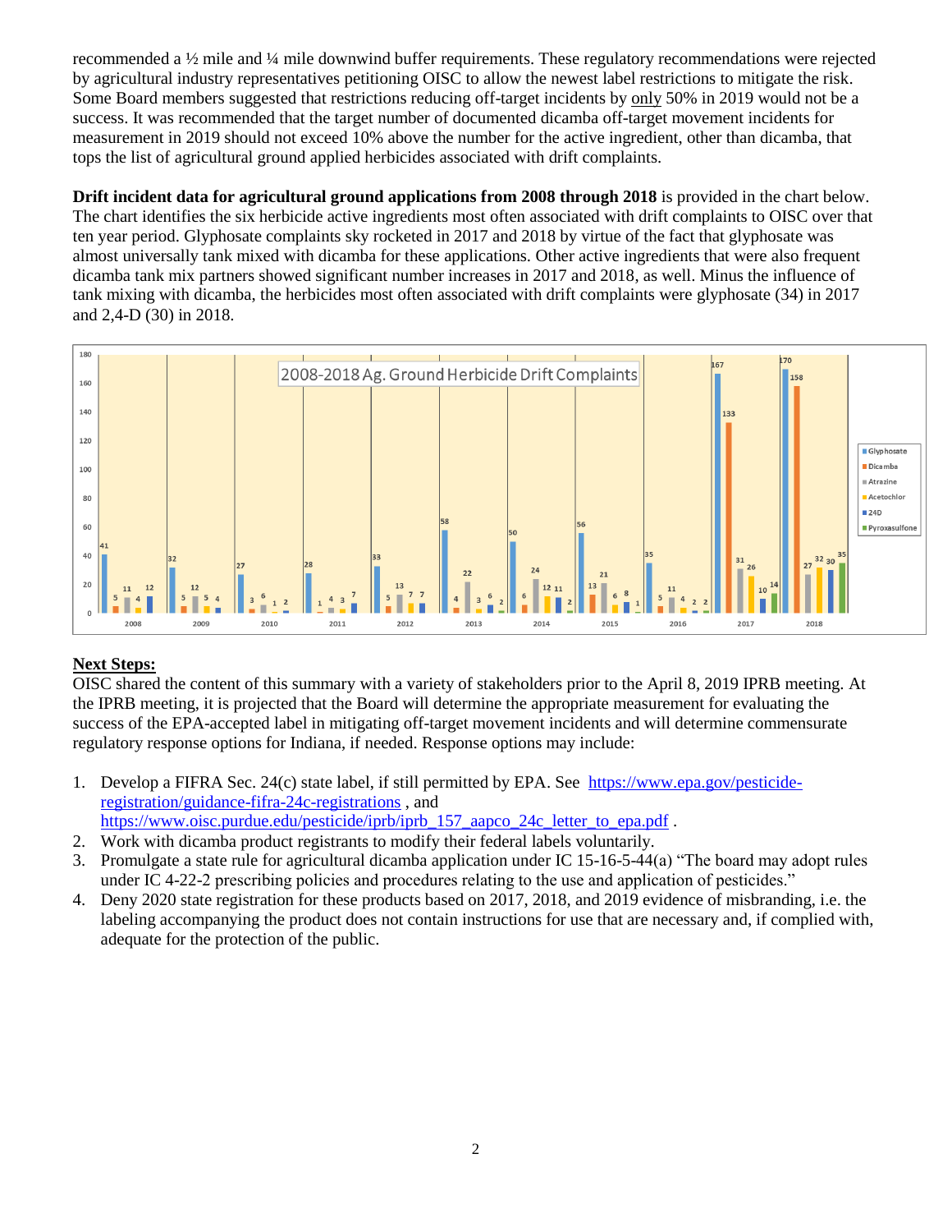recommended a ½ mile and ¼ mile downwind buffer requirements. These regulatory recommendations were rejected by agricultural industry representatives petitioning OISC to allow the newest label restrictions to mitigate the risk. Some Board members suggested that restrictions reducing off-target incidents by only 50% in 2019 would not be a success. It was recommended that the target number of documented dicamba off-target movement incidents for measurement in 2019 should not exceed 10% above the number for the active ingredient, other than dicamba, that tops the list of agricultural ground applied herbicides associated with drift complaints.

**Drift incident data for agricultural ground applications from 2008 through 2018** is provided in the chart below. The chart identifies the six herbicide active ingredients most often associated with drift complaints to OISC over that ten year period. Glyphosate complaints sky rocketed in 2017 and 2018 by virtue of the fact that glyphosate was almost universally tank mixed with dicamba for these applications. Other active ingredients that were also frequent dicamba tank mix partners showed significant number increases in 2017 and 2018, as well. Minus the influence of tank mixing with dicamba, the herbicides most often associated with drift complaints were glyphosate (34) in 2017 and 2,4-D (30) in 2018.

2008-2018 Ag. Ground Herbicide Drift Complaints

Glyphosate, Dicamba, Atrazine, Acetochlor, 24D, Pyroxasulfone

0, 20, 40, 60, 80, 100, 120, 140, 160, 180

2008: 41, 5, 11, 4, 12
2009: 32, 5, 12, 5, 4
2010: 27, 3, 6, 1, 2
2011: 28, 1, 4, 3, 7
2012: 33, 5, 13, 7, 7
2013: 58, 4, 22, 3, 6, 2
2014: 50, 6, 24, 12, 11, 2
2015: 56, 13, 21, 6, 8, 1
2016: 35, 5, 11, 4, 2, 2
2017: 167, 133, 31, 26, 10, 14
2018: 170, 158, 27, 32, 30, 35

## Next Steps:

OISC shared the content of this summary with a variety of stakeholders prior to the April 8, 2019 IPRB meeting. At the IPRB meeting, it is projected that the Board will determine the appropriate measurement for evaluating the success of the EPA-accepted label in mitigating off-target movement incidents and will determine commensurate regulatory response options for Indiana, if needed. Response options may include:

1. Develop a FIFRA Sec. 24(c) state label, if still permitted by EPA. See https://www.epa.gov/pesticide-registration/guidance-fifra-24c-registrations , and https://www.oisc.purdue.edu/pesticide/iprb/iprb_157_aapco_24c_letter_to_epa.pdf .
2. Work with dicamba product registrants to modify their federal labels voluntarily.
3. Promulgate a state rule for agricultural dicamba application under IC 15-16-5-44(a) "The board may adopt rules under IC 4-22-2 prescribing policies and procedures relating to the use and application of pesticides."
4. Deny 2020 state registration for these products based on 2017, 2018, and 2019 evidence of misbranding, i.e. the labeling accompanying the product does not contain instructions for use that are necessary and, if complied with, adequate for the protection of the public.